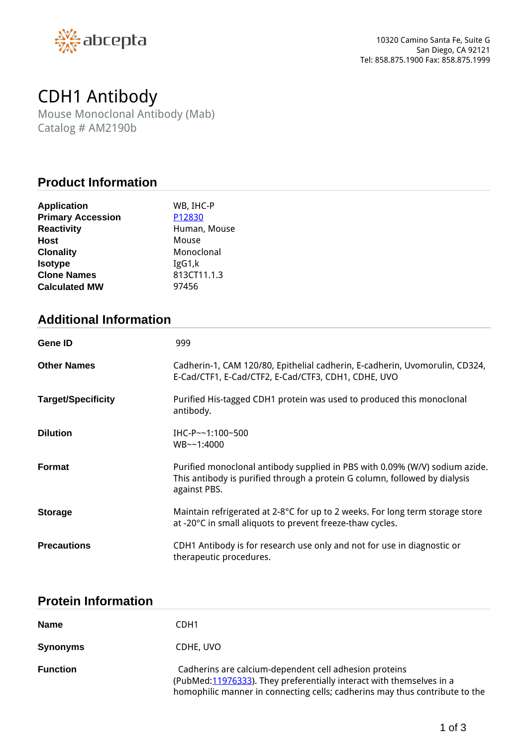abcepta

10320 Camino Santa Fe, Suite G
San Diego, CA 92121
Tel: 858.875.1900 Fax: 858.875.1999

# CDH1 Antibody

Mouse Monoclonal Antibody (Mab)
Catalog # AM2190b

## Product Information

| | |
|---|---|
| **Application** | WB, IHC-P |
| **Primary Accession** | P12830 |
| **Reactivity** | Human, Mouse |
| **Host** | Mouse |
| **Clonality** | Monoclonal |
| **Isotype** | IgG1,k |
| **Clone Names** | 813CT11.1.3 |
| **Calculated MW** | 97456 |

## Additional Information

| | |
|---|---|
| **Gene ID** | 999 |
| **Other Names** | Cadherin-1, CAM 120/80, Epithelial cadherin, E-cadherin, Uvomorulin, CD324, E-Cad/CTF1, E-Cad/CTF2, E-Cad/CTF3, CDH1, CDHE, UVO |
| **Target/Specificity** | Purified His-tagged CDH1 protein was used to produced this monoclonal antibody. |
| **Dilution** | IHC-P~~1:100~500<br>WB~~1:4000 |
| **Format** | Purified monoclonal antibody supplied in PBS with 0.09% (W/V) sodium azide. This antibody is purified through a protein G column, followed by dialysis against PBS. |
| **Storage** | Maintain refrigerated at 2-8°C for up to 2 weeks. For long term storage store at -20°C in small aliquots to prevent freeze-thaw cycles. |
| **Precautions** | CDH1 Antibody is for research use only and not for use in diagnostic or therapeutic procedures. |

## Protein Information

| | |
|---|---|
| **Name** | CDH1 |
| **Synonyms** | CDHE, UVO |
| **Function** | Cadherins are calcium-dependent cell adhesion proteins (PubMed:11976333). They preferentially interact with themselves in a homophilic manner in connecting cells; cadherins may thus contribute to the |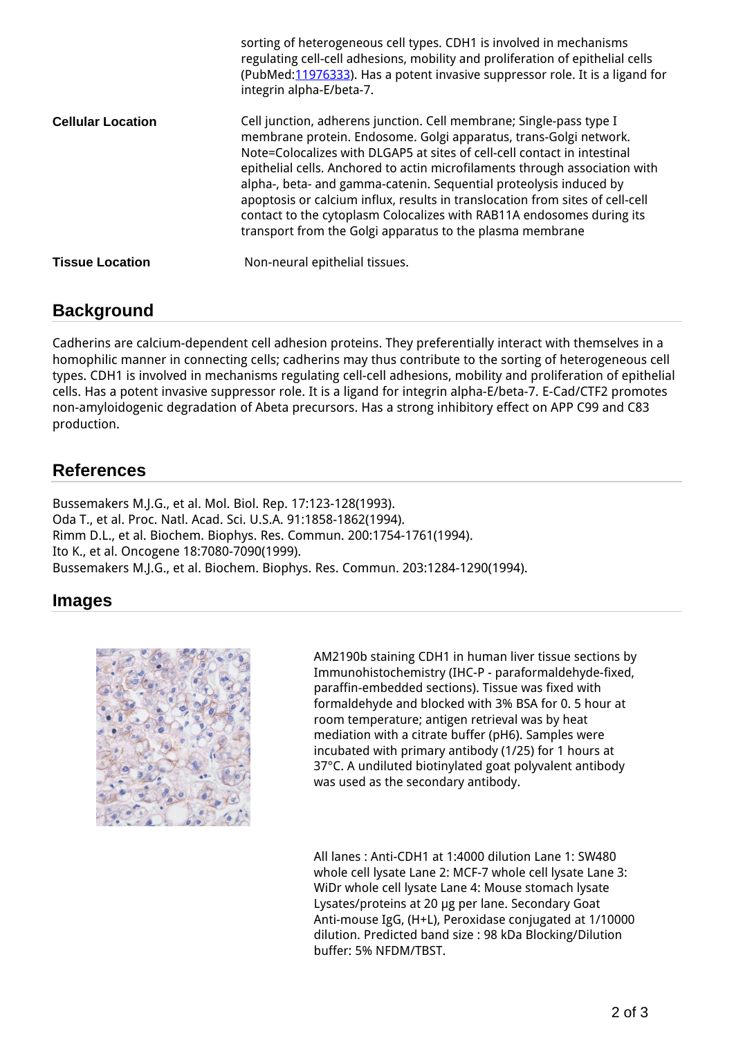| | |
|---|---|
| | sorting of heterogeneous cell types. CDH1 is involved in mechanisms regulating cell-cell adhesions, mobility and proliferation of epithelial cells (PubMed:11976333). Has a potent invasive suppressor role. It is a ligand for integrin alpha-E/beta-7. |
| **Cellular Location** | Cell junction, adherens junction. Cell membrane; Single-pass type I membrane protein. Endosome. Golgi apparatus, trans-Golgi network. Note=Colocalizes with DLGAP5 at sites of cell-cell contact in intestinal epithelial cells. Anchored to actin microfilaments through association with alpha-, beta- and gamma-catenin. Sequential proteolysis induced by apoptosis or calcium influx, results in translocation from sites of cell-cell contact to the cytoplasm Colocalizes with RAB11A endosomes during its transport from the Golgi apparatus to the plasma membrane |
| **Tissue Location** | Non-neural epithelial tissues. |

## Background

Cadherins are calcium-dependent cell adhesion proteins. They preferentially interact with themselves in a homophilic manner in connecting cells; cadherins may thus contribute to the sorting of heterogeneous cell types. CDH1 is involved in mechanisms regulating cell-cell adhesions, mobility and proliferation of epithelial cells. Has a potent invasive suppressor role. It is a ligand for integrin alpha-E/beta-7. E-Cad/CTF2 promotes non-amyloidogenic degradation of Abeta precursors. Has a strong inhibitory effect on APP C99 and C83 production.

## References

Bussemakers M.J.G., et al. Mol. Biol. Rep. 17:123-128(1993).
Oda T., et al. Proc. Natl. Acad. Sci. U.S.A. 91:1858-1862(1994).
Rimm D.L., et al. Biochem. Biophys. Res. Commun. 200:1754-1761(1994).
Ito K., et al. Oncogene 18:7080-7090(1999).
Bussemakers M.J.G., et al. Biochem. Biophys. Res. Commun. 203:1284-1290(1994).

## Images

AM2190b staining CDH1 in human liver tissue sections by Immunohistochemistry (IHC-P - paraformaldehyde-fixed, paraffin-embedded sections). Tissue was fixed with formaldehyde and blocked with 3% BSA for 0. 5 hour at room temperature; antigen retrieval was by heat mediation with a citrate buffer (pH6). Samples were incubated with primary antibody (1/25) for 1 hours at 37°C. A undiluted biotinylated goat polyvalent antibody was used as the secondary antibody.

All lanes : Anti-CDH1 at 1:4000 dilution Lane 1: SW480 whole cell lysate Lane 2: MCF-7 whole cell lysate Lane 3: WiDr whole cell lysate Lane 4: Mouse stomach lysate Lysates/proteins at 20 µg per lane. Secondary Goat Anti-mouse IgG, (H+L), Peroxidase conjugated at 1/10000 dilution. Predicted band size : 98 kDa Blocking/Dilution buffer: 5% NFDM/TBST.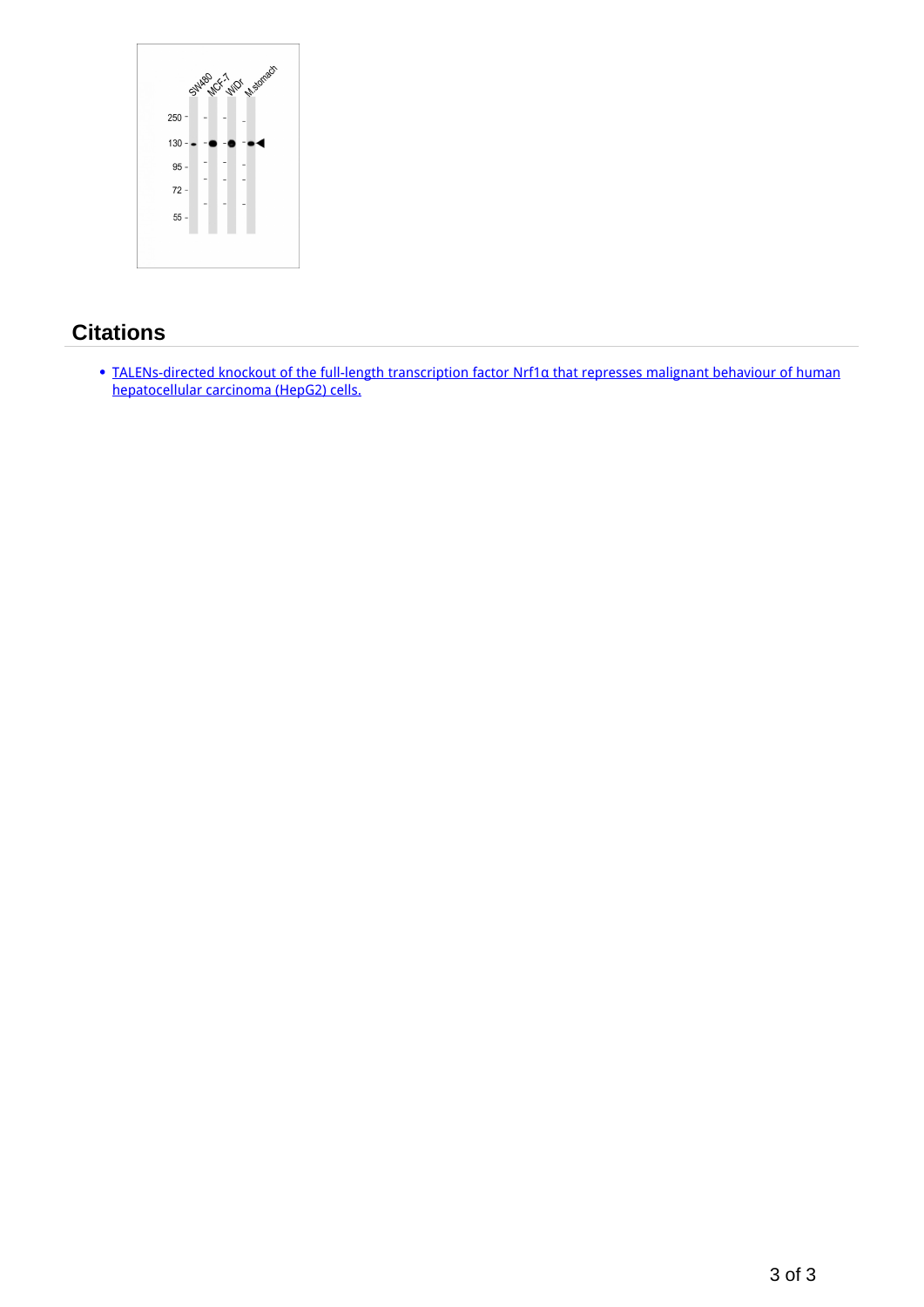SW480
MCF-7
WiDr
M.stomach

250
130
95
72
55

## Citations

- TALENs-directed knockout of the full-length transcription factor Nrf1α that represses malignant behaviour of human hepatocellular carcinoma (HepG2) cells.